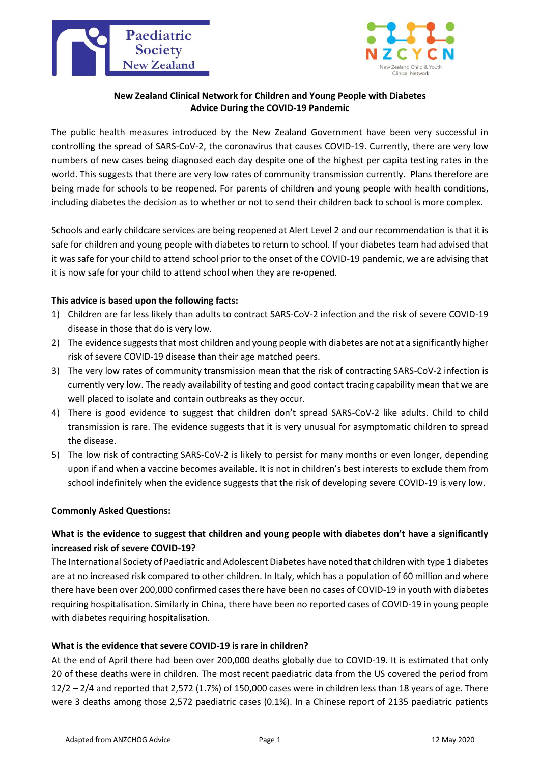Paediatric Society New Zealand

NZCYCN New Zealand Child & Youth Clinical Network

## New Zealand Clinical Network for Children and Young People with Diabetes
## Advice During the COVID-19 Pandemic

The public health measures introduced by the New Zealand Government have been very successful in controlling the spread of SARS-CoV-2, the coronavirus that causes COVID-19. Currently, there are very low numbers of new cases being diagnosed each day despite one of the highest per capita testing rates in the world. This suggests that there are very low rates of community transmission currently. Plans therefore are being made for schools to be reopened. For parents of children and young people with health conditions, including diabetes the decision as to whether or not to send their children back to school is more complex.

Schools and early childcare services are being reopened at Alert Level 2 and our recommendation is that it is safe for children and young people with diabetes to return to school. If your diabetes team had advised that it was safe for your child to attend school prior to the onset of the COVID-19 pandemic, we are advising that it is now safe for your child to attend school when they are re-opened.

**This advice is based upon the following facts:**

1) Children are far less likely than adults to contract SARS-CoV-2 infection and the risk of severe COVID-19 disease in those that do is very low.
2) The evidence suggests that most children and young people with diabetes are not at a significantly higher risk of severe COVID-19 disease than their age matched peers.
3) The very low rates of community transmission mean that the risk of contracting SARS-CoV-2 infection is currently very low. The ready availability of testing and good contact tracing capability mean that we are well placed to isolate and contain outbreaks as they occur.
4) There is good evidence to suggest that children don't spread SARS-CoV-2 like adults. Child to child transmission is rare. The evidence suggests that it is very unusual for asymptomatic children to spread the disease.
5) The low risk of contracting SARS-CoV-2 is likely to persist for many months or even longer, depending upon if and when a vaccine becomes available. It is not in children's best interests to exclude them from school indefinitely when the evidence suggests that the risk of developing severe COVID-19 is very low.

**Commonly Asked Questions:**

**What is the evidence to suggest that children and young people with diabetes don't have a significantly increased risk of severe COVID-19?**

The International Society of Paediatric and Adolescent Diabetes have noted that children with type 1 diabetes are at no increased risk compared to other children. In Italy, which has a population of 60 million and where there have been over 200,000 confirmed cases there have been no cases of COVID-19 in youth with diabetes requiring hospitalisation. Similarly in China, there have been no reported cases of COVID-19 in young people with diabetes requiring hospitalisation.

**What is the evidence that severe COVID-19 is rare in children?**

At the end of April there had been over 200,000 deaths globally due to COVID-19. It is estimated that only 20 of these deaths were in children. The most recent paediatric data from the US covered the period from 12/2 – 2/4 and reported that 2,572 (1.7%) of 150,000 cases were in children less than 18 years of age. There were 3 deaths among those 2,572 paediatric cases (0.1%). In a Chinese report of 2135 paediatric patients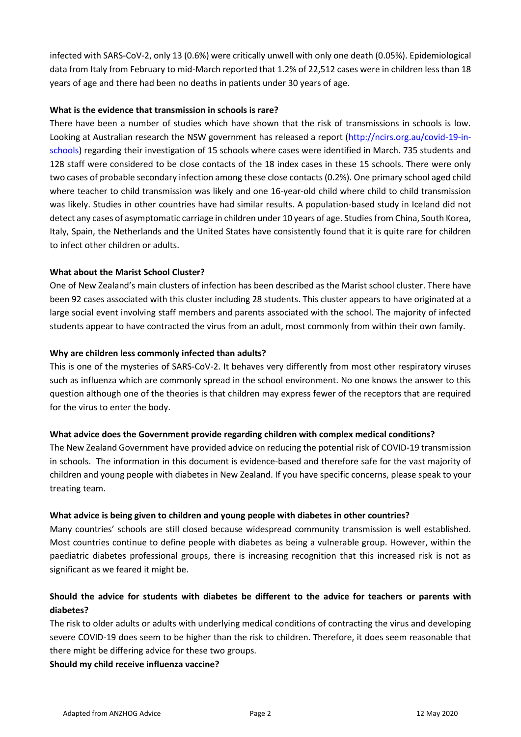infected with SARS-CoV-2, only 13 (0.6%) were critically unwell with only one death (0.05%). Epidemiological data from Italy from February to mid-March reported that 1.2% of 22,512 cases were in children less than 18 years of age and there had been no deaths in patients under 30 years of age.

**What is the evidence that transmission in schools is rare?**

There have been a number of studies which have shown that the risk of transmissions in schools is low. Looking at Australian research the NSW government has released a report (http://ncirs.org.au/covid-19-in-schools) regarding their investigation of 15 schools where cases were identified in March. 735 students and 128 staff were considered to be close contacts of the 18 index cases in these 15 schools. There were only two cases of probable secondary infection among these close contacts (0.2%). One primary school aged child where teacher to child transmission was likely and one 16-year-old child where child to child transmission was likely. Studies in other countries have had similar results. A population-based study in Iceland did not detect any cases of asymptomatic carriage in children under 10 years of age. Studies from China, South Korea, Italy, Spain, the Netherlands and the United States have consistently found that it is quite rare for children to infect other children or adults.

**What about the Marist School Cluster?**

One of New Zealand's main clusters of infection has been described as the Marist school cluster. There have been 92 cases associated with this cluster including 28 students. This cluster appears to have originated at a large social event involving staff members and parents associated with the school. The majority of infected students appear to have contracted the virus from an adult, most commonly from within their own family.

**Why are children less commonly infected than adults?**

This is one of the mysteries of SARS-CoV-2. It behaves very differently from most other respiratory viruses such as influenza which are commonly spread in the school environment. No one knows the answer to this question although one of the theories is that children may express fewer of the receptors that are required for the virus to enter the body.

**What advice does the Government provide regarding children with complex medical conditions?**

The New Zealand Government have provided advice on reducing the potential risk of COVID-19 transmission in schools. The information in this document is evidence-based and therefore safe for the vast majority of children and young people with diabetes in New Zealand. If you have specific concerns, please speak to your treating team.

**What advice is being given to children and young people with diabetes in other countries?**

Many countries' schools are still closed because widespread community transmission is well established. Most countries continue to define people with diabetes as being a vulnerable group. However, within the paediatric diabetes professional groups, there is increasing recognition that this increased risk is not as significant as we feared it might be.

**Should the advice for students with diabetes be different to the advice for teachers or parents with diabetes?**

The risk to older adults or adults with underlying medical conditions of contracting the virus and developing severe COVID-19 does seem to be higher than the risk to children. Therefore, it does seem reasonable that there might be differing advice for these two groups.

**Should my child receive influenza vaccine?**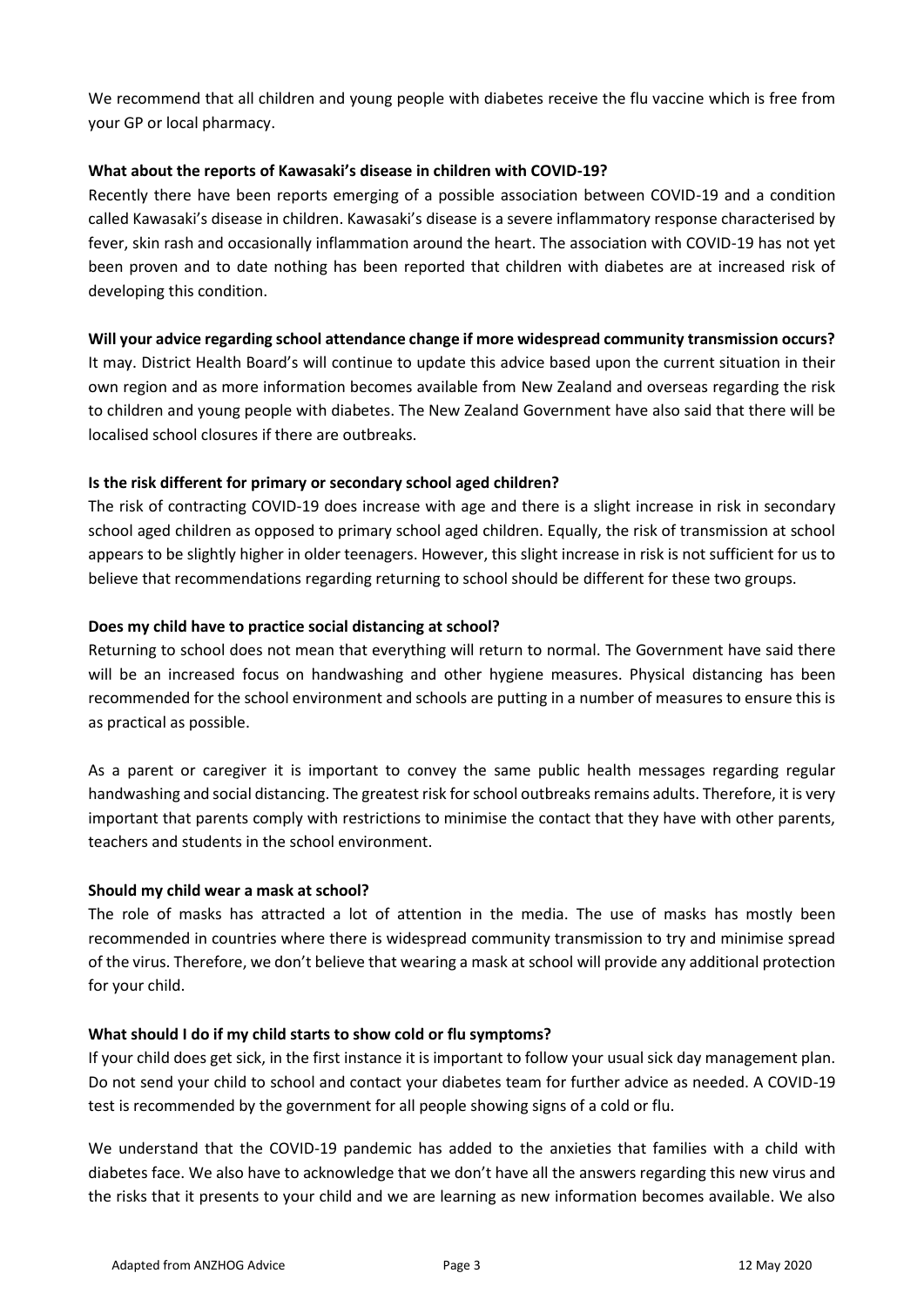We recommend that all children and young people with diabetes receive the flu vaccine which is free from your GP or local pharmacy.

**What about the reports of Kawasaki's disease in children with COVID-19?**

Recently there have been reports emerging of a possible association between COVID-19 and a condition called Kawasaki's disease in children. Kawasaki's disease is a severe inflammatory response characterised by fever, skin rash and occasionally inflammation around the heart. The association with COVID-19 has not yet been proven and to date nothing has been reported that children with diabetes are at increased risk of developing this condition.

**Will your advice regarding school attendance change if more widespread community transmission occurs?**

It may. District Health Board's will continue to update this advice based upon the current situation in their own region and as more information becomes available from New Zealand and overseas regarding the risk to children and young people with diabetes. The New Zealand Government have also said that there will be localised school closures if there are outbreaks.

**Is the risk different for primary or secondary school aged children?**

The risk of contracting COVID-19 does increase with age and there is a slight increase in risk in secondary school aged children as opposed to primary school aged children. Equally, the risk of transmission at school appears to be slightly higher in older teenagers. However, this slight increase in risk is not sufficient for us to believe that recommendations regarding returning to school should be different for these two groups.

**Does my child have to practice social distancing at school?**

Returning to school does not mean that everything will return to normal. The Government have said there will be an increased focus on handwashing and other hygiene measures. Physical distancing has been recommended for the school environment and schools are putting in a number of measures to ensure this is as practical as possible.

As a parent or caregiver it is important to convey the same public health messages regarding regular handwashing and social distancing. The greatest risk for school outbreaks remains adults. Therefore, it is very important that parents comply with restrictions to minimise the contact that they have with other parents, teachers and students in the school environment.

**Should my child wear a mask at school?**

The role of masks has attracted a lot of attention in the media. The use of masks has mostly been recommended in countries where there is widespread community transmission to try and minimise spread of the virus. Therefore, we don't believe that wearing a mask at school will provide any additional protection for your child.

**What should I do if my child starts to show cold or flu symptoms?**

If your child does get sick, in the first instance it is important to follow your usual sick day management plan. Do not send your child to school and contact your diabetes team for further advice as needed. A COVID-19 test is recommended by the government for all people showing signs of a cold or flu.

We understand that the COVID-19 pandemic has added to the anxieties that families with a child with diabetes face. We also have to acknowledge that we don't have all the answers regarding this new virus and the risks that it presents to your child and we are learning as new information becomes available. We also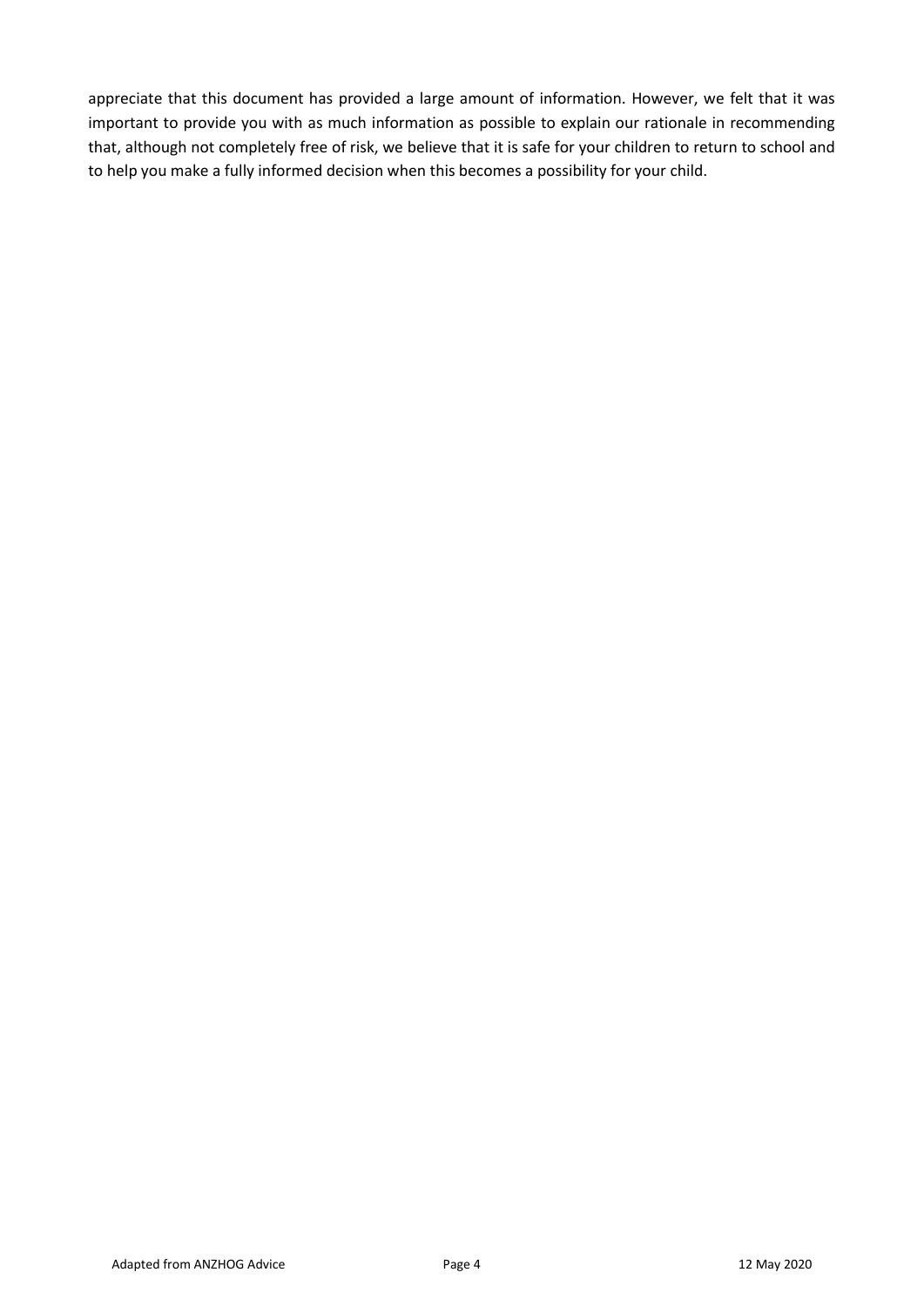appreciate that this document has provided a large amount of information. However, we felt that it was important to provide you with as much information as possible to explain our rationale in recommending that, although not completely free of risk, we believe that it is safe for your children to return to school and to help you make a fully informed decision when this becomes a possibility for your child.